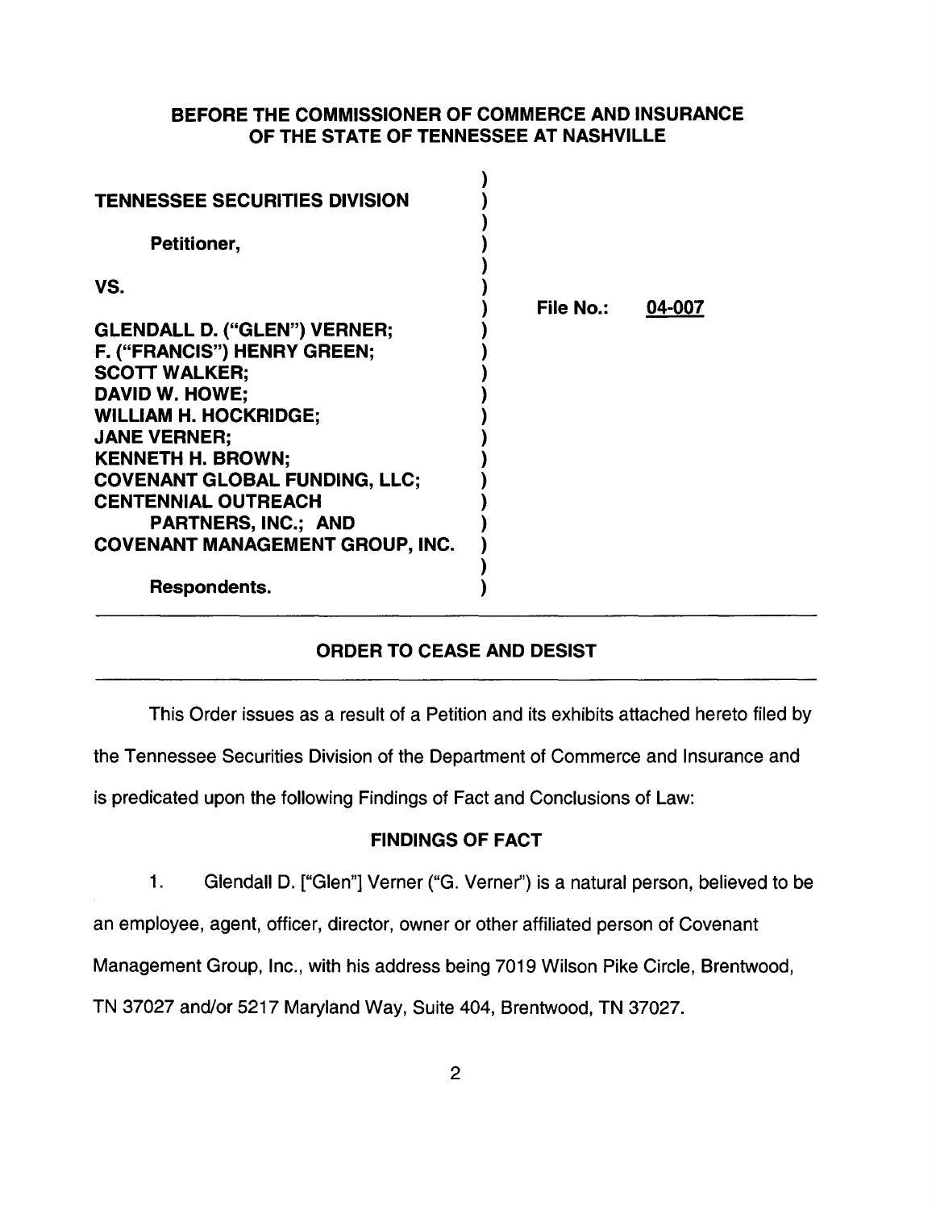**BEFORE THE COMMISSIONER OF COMMERCE AND INSURANCE OF THE STATE OF TENNESSEE AT NASHVILLE**

**TENNESSEE SECURITIES DIVISION**

**Petitioner,**

**VS.**

**GLENDALL D. ("GLEN") VERNER;**
**F. ("FRANCIS") HENRY GREEN;**
**SCOTT WALKER;**
**DAVID W. HOWE;**
**WILLIAM H. HOCKRIDGE;**
**JANE VERNER;**
**KENNETH H. BROWN;**
**COVENANT GLOBAL FUNDING, LLC;**
**CENTENNIAL OUTREACH PARTNERS, INC.; AND**
**COVENANT MANAGEMENT GROUP, INC.**

**Respondents.**

**File No.: 04-007**

## ORDER TO CEASE AND DESIST

This Order issues as a result of a Petition and its exhibits attached hereto filed by the Tennessee Securities Division of the Department of Commerce and Insurance and is predicated upon the following Findings of Fact and Conclusions of Law:

### FINDINGS OF FACT

1. Glendall D. ["Glen"] Verner ("G. Verner") is a natural person, believed to be an employee, agent, officer, director, owner or other affiliated person of Covenant Management Group, Inc., with his address being 7019 Wilson Pike Circle, Brentwood, TN 37027 and/or 5217 Maryland Way, Suite 404, Brentwood, TN 37027.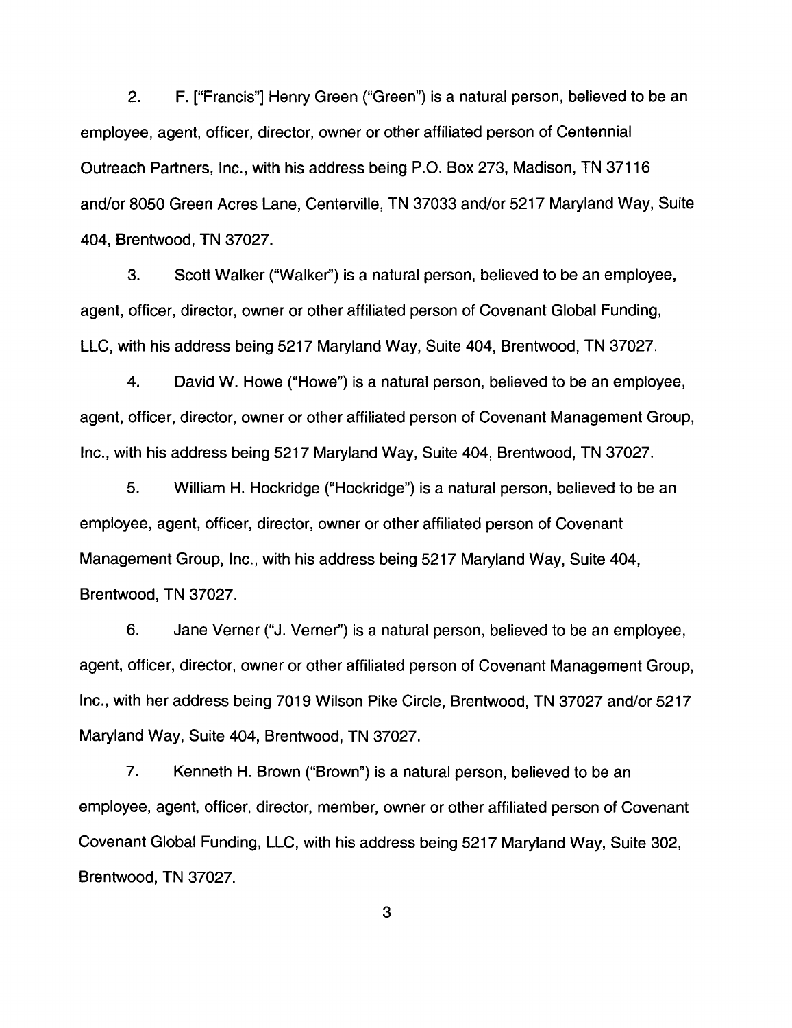2. F. ["Francis"] Henry Green ("Green") is a natural person, believed to be an employee, agent, officer, director, owner or other affiliated person of Centennial Outreach Partners, Inc., with his address being P.O. Box 273, Madison, TN 37116 and/or 8050 Green Acres Lane, Centerville, TN 37033 and/or 5217 Maryland Way, Suite 404, Brentwood, TN 37027.

3. Scott Walker ("Walker") is a natural person, believed to be an employee, agent, officer, director, owner or other affiliated person of Covenant Global Funding, LLC, with his address being 5217 Maryland Way, Suite 404, Brentwood, TN 37027.

4. David W. Howe ("Howe") is a natural person, believed to be an employee, agent, officer, director, owner or other affiliated person of Covenant Management Group, Inc., with his address being 5217 Maryland Way, Suite 404, Brentwood, TN 37027.

5. William H. Hockridge ("Hockridge") is a natural person, believed to be an employee, agent, officer, director, owner or other affiliated person of Covenant Management Group, Inc., with his address being 5217 Maryland Way, Suite 404, Brentwood, TN 37027.

6. Jane Verner ("J. Verner") is a natural person, believed to be an employee, agent, officer, director, owner or other affiliated person of Covenant Management Group, Inc., with her address being 7019 Wilson Pike Circle, Brentwood, TN 37027 and/or 5217 Maryland Way, Suite 404, Brentwood, TN 37027.

7. Kenneth H. Brown ("Brown") is a natural person, believed to be an employee, agent, officer, director, member, owner or other affiliated person of Covenant Covenant Global Funding, LLC, with his address being 5217 Maryland Way, Suite 302, Brentwood, TN 37027.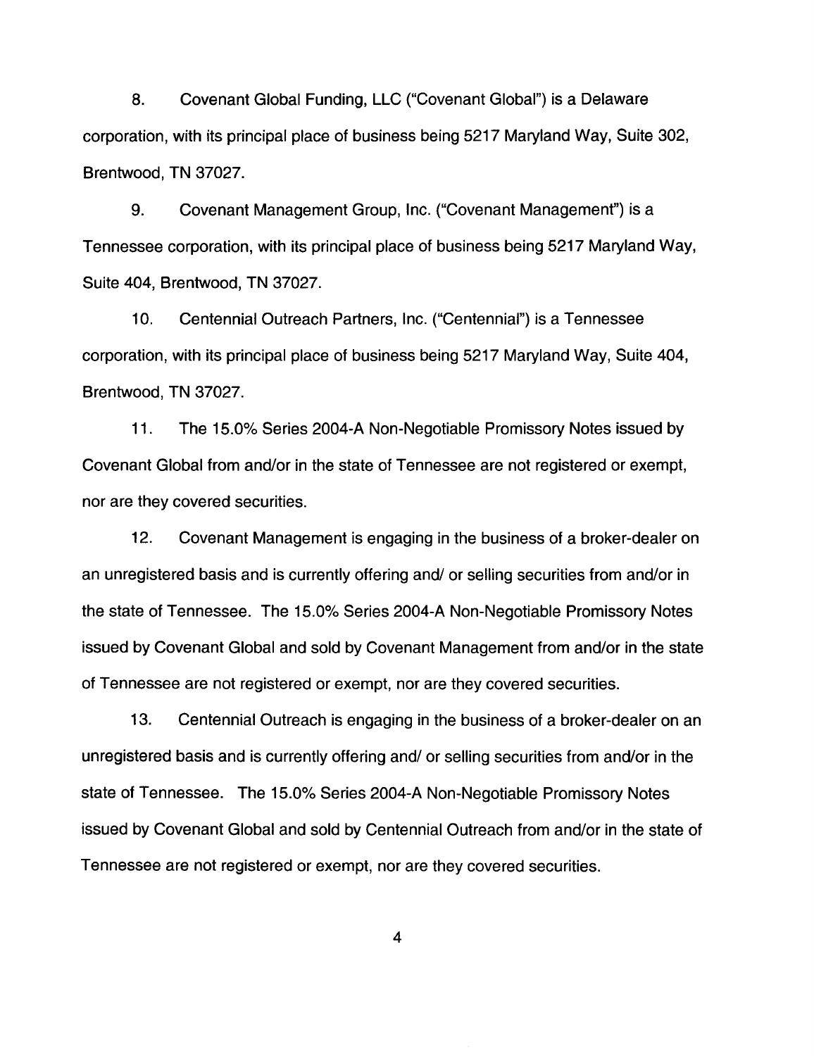8. Covenant Global Funding, LLC ("Covenant Global") is a Delaware corporation, with its principal place of business being 5217 Maryland Way, Suite 302, Brentwood, TN 37027.

9. Covenant Management Group, Inc. ("Covenant Management") is a Tennessee corporation, with its principal place of business being 5217 Maryland Way, Suite 404, Brentwood, TN 37027.

10. Centennial Outreach Partners, Inc. ("Centennial") is a Tennessee corporation, with its principal place of business being 5217 Maryland Way, Suite 404, Brentwood, TN 37027.

11. The 15.0% Series 2004-A Non-Negotiable Promissory Notes issued by Covenant Global from and/or in the state of Tennessee are not registered or exempt, nor are they covered securities.

12. Covenant Management is engaging in the business of a broker-dealer on an unregistered basis and is currently offering and/ or selling securities from and/or in the state of Tennessee. The 15.0% Series 2004-A Non-Negotiable Promissory Notes issued by Covenant Global and sold by Covenant Management from and/or in the state of Tennessee are not registered or exempt, nor are they covered securities.

13. Centennial Outreach is engaging in the business of a broker-dealer on an unregistered basis and is currently offering and/ or selling securities from and/or in the state of Tennessee. The 15.0% Series 2004-A Non-Negotiable Promissory Notes issued by Covenant Global and sold by Centennial Outreach from and/or in the state of Tennessee are not registered or exempt, nor are they covered securities.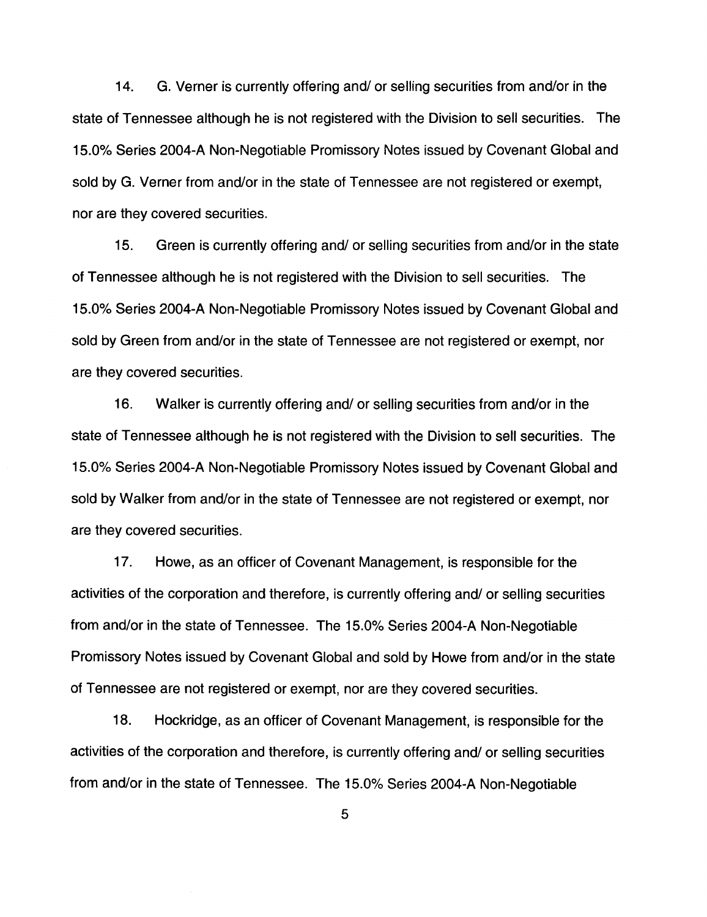14. G. Verner is currently offering and/ or selling securities from and/or in the state of Tennessee although he is not registered with the Division to sell securities. The 15.0% Series 2004-A Non-Negotiable Promissory Notes issued by Covenant Global and sold by G. Verner from and/or in the state of Tennessee are not registered or exempt, nor are they covered securities.

15. Green is currently offering and/ or selling securities from and/or in the state of Tennessee although he is not registered with the Division to sell securities. The 15.0% Series 2004-A Non-Negotiable Promissory Notes issued by Covenant Global and sold by Green from and/or in the state of Tennessee are not registered or exempt, nor are they covered securities.

16. Walker is currently offering and/ or selling securities from and/or in the state of Tennessee although he is not registered with the Division to sell securities. The 15.0% Series 2004-A Non-Negotiable Promissory Notes issued by Covenant Global and sold by Walker from and/or in the state of Tennessee are not registered or exempt, nor are they covered securities.

17. Howe, as an officer of Covenant Management, is responsible for the activities of the corporation and therefore, is currently offering and/ or selling securities from and/or in the state of Tennessee. The 15.0% Series 2004-A Non-Negotiable Promissory Notes issued by Covenant Global and sold by Howe from and/or in the state of Tennessee are not registered or exempt, nor are they covered securities.

18. Hockridge, as an officer of Covenant Management, is responsible for the activities of the corporation and therefore, is currently offering and/ or selling securities from and/or in the state of Tennessee. The 15.0% Series 2004-A Non-Negotiable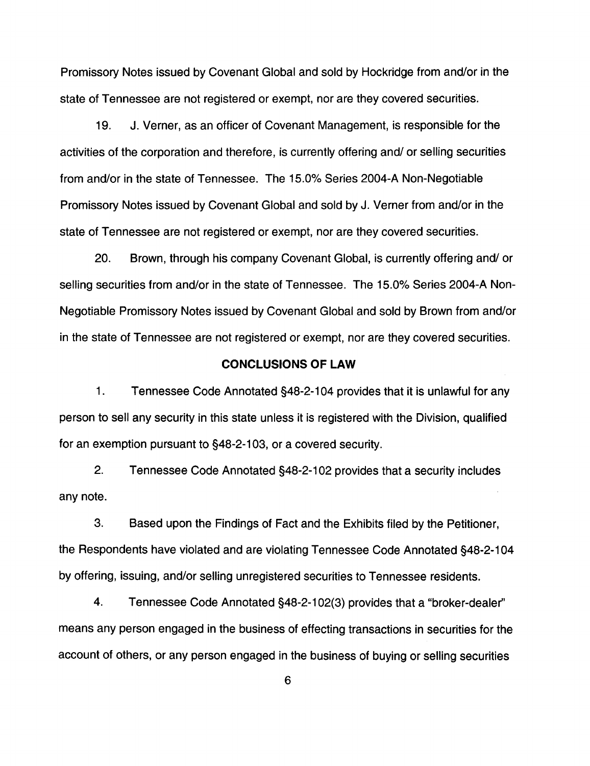Promissory Notes issued by Covenant Global and sold by Hockridge from and/or in the state of Tennessee are not registered or exempt, nor are they covered securities.

19. J. Verner, as an officer of Covenant Management, is responsible for the activities of the corporation and therefore, is currently offering and/ or selling securities from and/or in the state of Tennessee. The 15.0% Series 2004-A Non-Negotiable Promissory Notes issued by Covenant Global and sold by J. Verner from and/or in the state of Tennessee are not registered or exempt, nor are they covered securities.

20. Brown, through his company Covenant Global, is currently offering and/ or selling securities from and/or in the state of Tennessee. The 15.0% Series 2004-A Non-Negotiable Promissory Notes issued by Covenant Global and sold by Brown from and/or in the state of Tennessee are not registered or exempt, nor are they covered securities.

## CONCLUSIONS OF LAW

1. Tennessee Code Annotated §48-2-104 provides that it is unlawful for any person to sell any security in this state unless it is registered with the Division, qualified for an exemption pursuant to §48-2-103, or a covered security.

2. Tennessee Code Annotated §48-2-102 provides that a security includes any note.

3. Based upon the Findings of Fact and the Exhibits filed by the Petitioner, the Respondents have violated and are violating Tennessee Code Annotated §48-2-104 by offering, issuing, and/or selling unregistered securities to Tennessee residents.

4. Tennessee Code Annotated §48-2-102(3) provides that a "broker-dealer" means any person engaged in the business of effecting transactions in securities for the account of others, or any person engaged in the business of buying or selling securities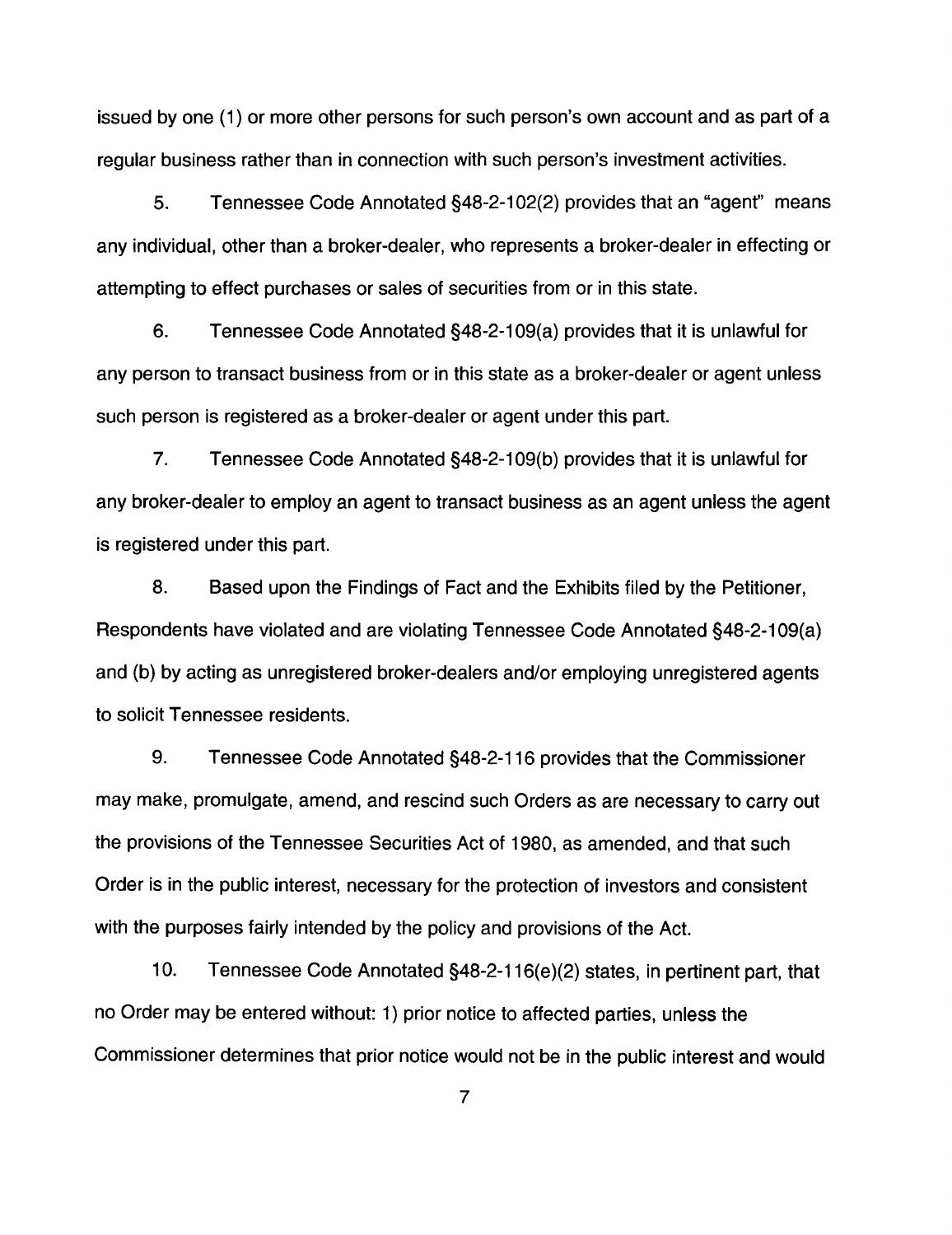issued by one (1) or more other persons for such person's own account and as part of a regular business rather than in connection with such person's investment activities.

5. Tennessee Code Annotated §48-2-102(2) provides that an "agent" means any individual, other than a broker-dealer, who represents a broker-dealer in effecting or attempting to effect purchases or sales of securities from or in this state.

6. Tennessee Code Annotated §48-2-109(a) provides that it is unlawful for any person to transact business from or in this state as a broker-dealer or agent unless such person is registered as a broker-dealer or agent under this part.

7. Tennessee Code Annotated §48-2-109(b) provides that it is unlawful for any broker-dealer to employ an agent to transact business as an agent unless the agent is registered under this part.

8. Based upon the Findings of Fact and the Exhibits filed by the Petitioner, Respondents have violated and are violating Tennessee Code Annotated §48-2-109(a) and (b) by acting as unregistered broker-dealers and/or employing unregistered agents to solicit Tennessee residents.

9. Tennessee Code Annotated §48-2-116 provides that the Commissioner may make, promulgate, amend, and rescind such Orders as are necessary to carry out the provisions of the Tennessee Securities Act of 1980, as amended, and that such Order is in the public interest, necessary for the protection of investors and consistent with the purposes fairly intended by the policy and provisions of the Act.

10. Tennessee Code Annotated §48-2-116(e)(2) states, in pertinent part, that no Order may be entered without: 1) prior notice to affected parties, unless the Commissioner determines that prior notice would not be in the public interest and would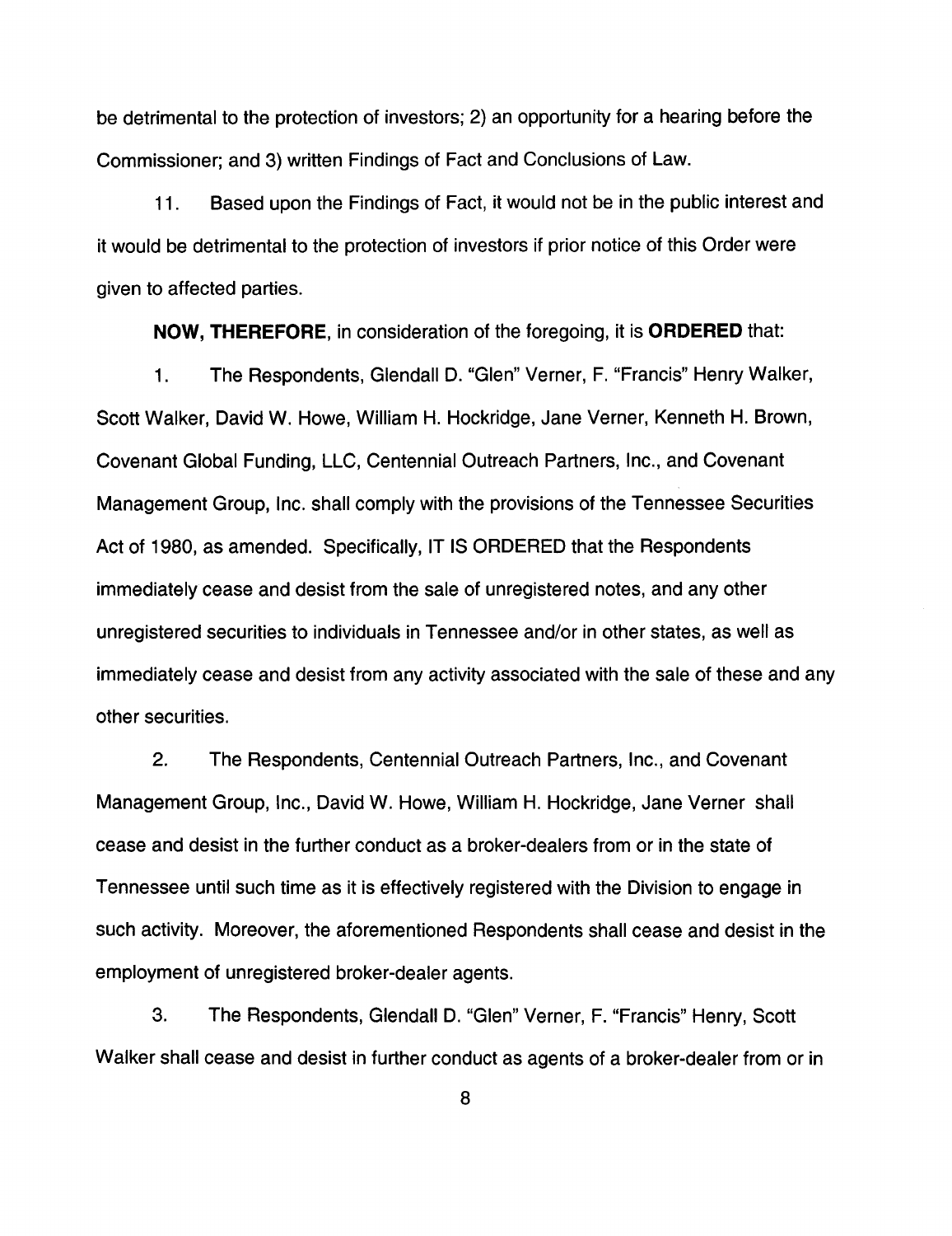be detrimental to the protection of investors; 2) an opportunity for a hearing before the Commissioner; and 3) written Findings of Fact and Conclusions of Law.

11. Based upon the Findings of Fact, it would not be in the public interest and it would be detrimental to the protection of investors if prior notice of this Order were given to affected parties.

**NOW, THEREFORE**, in consideration of the foregoing, it is **ORDERED** that:

1. The Respondents, Glendall D. "Glen" Verner, F. "Francis" Henry Walker, Scott Walker, David W. Howe, William H. Hockridge, Jane Verner, Kenneth H. Brown, Covenant Global Funding, LLC, Centennial Outreach Partners, Inc., and Covenant Management Group, Inc. shall comply with the provisions of the Tennessee Securities Act of 1980, as amended. Specifically, IT IS ORDERED that the Respondents immediately cease and desist from the sale of unregistered notes, and any other unregistered securities to individuals in Tennessee and/or in other states, as well as immediately cease and desist from any activity associated with the sale of these and any other securities.

2. The Respondents, Centennial Outreach Partners, Inc., and Covenant Management Group, Inc., David W. Howe, William H. Hockridge, Jane Verner shall cease and desist in the further conduct as a broker-dealers from or in the state of Tennessee until such time as it is effectively registered with the Division to engage in such activity. Moreover, the aforementioned Respondents shall cease and desist in the employment of unregistered broker-dealer agents.

3. The Respondents, Glendall D. "Glen" Verner, F. "Francis" Henry, Scott Walker shall cease and desist in further conduct as agents of a broker-dealer from or in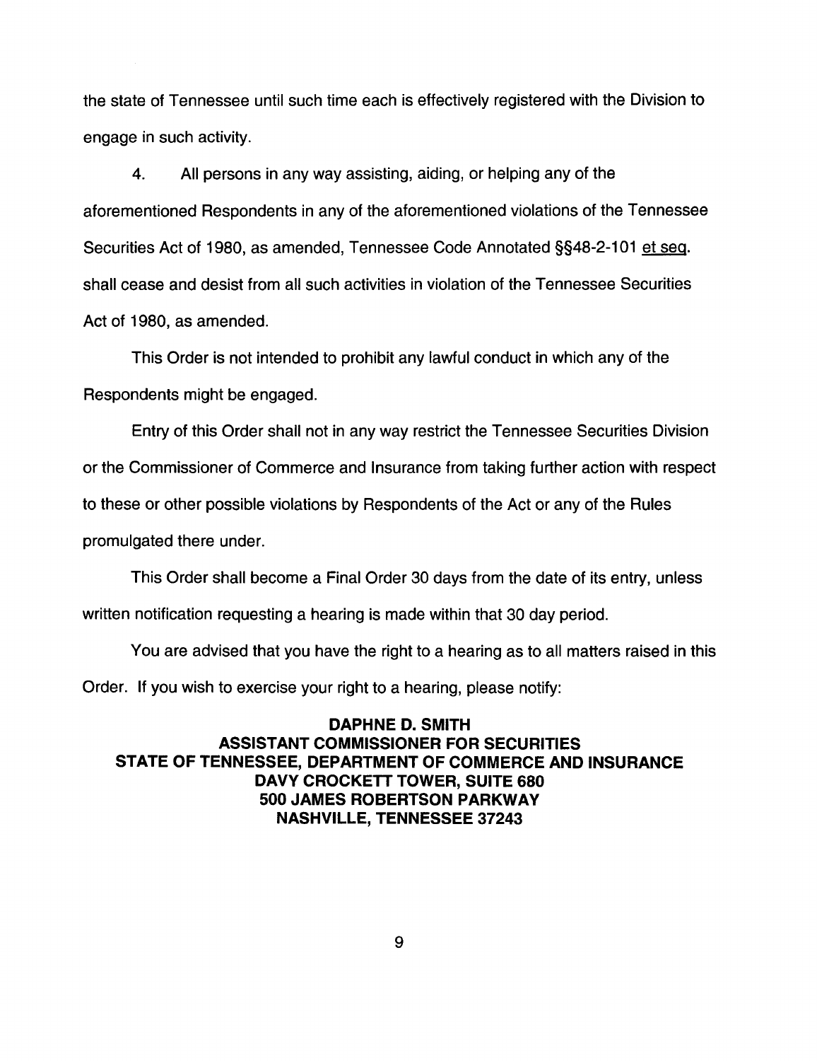the state of Tennessee until such time each is effectively registered with the Division to engage in such activity.

4. All persons in any way assisting, aiding, or helping any of the aforementioned Respondents in any of the aforementioned violations of the Tennessee Securities Act of 1980, as amended, Tennessee Code Annotated §§48-2-101 et seq. shall cease and desist from all such activities in violation of the Tennessee Securities Act of 1980, as amended.

This Order is not intended to prohibit any lawful conduct in which any of the Respondents might be engaged.

Entry of this Order shall not in any way restrict the Tennessee Securities Division or the Commissioner of Commerce and Insurance from taking further action with respect to these or other possible violations by Respondents of the Act or any of the Rules promulgated there under.

This Order shall become a Final Order 30 days from the date of its entry, unless written notification requesting a hearing is made within that 30 day period.

You are advised that you have the right to a hearing as to all matters raised in this Order. If you wish to exercise your right to a hearing, please notify:

**DAPHNE D. SMITH**
**ASSISTANT COMMISSIONER FOR SECURITIES**
**STATE OF TENNESSEE, DEPARTMENT OF COMMERCE AND INSURANCE**
**DAVY CROCKETT TOWER, SUITE 680**
**500 JAMES ROBERTSON PARKWAY**
**NASHVILLE, TENNESSEE 37243**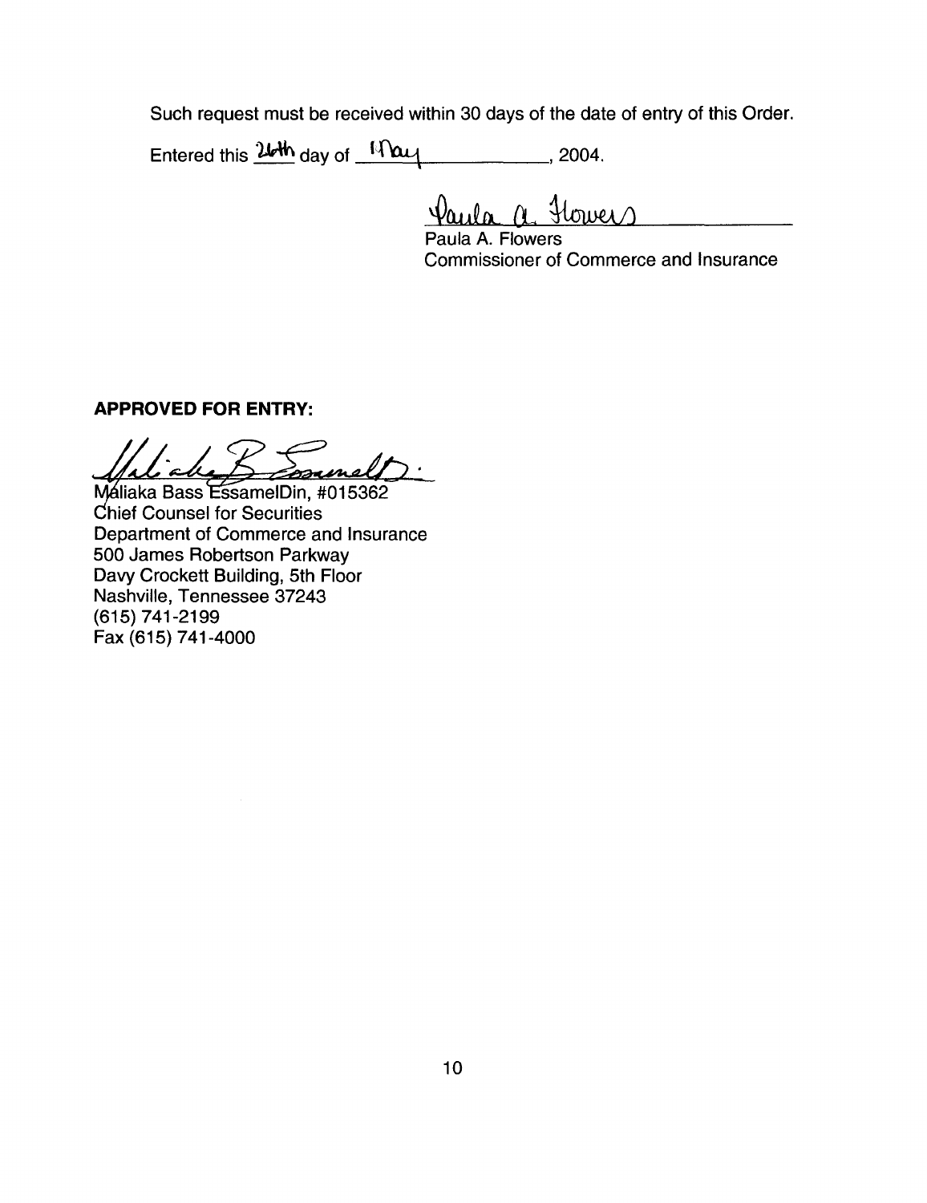Such request must be received within 30 days of the date of entry of this Order.

Entered this 26th day of May, 2004.

Paula A. Flowers
Paula A. Flowers
Commissioner of Commerce and Insurance

**APPROVED FOR ENTRY:**

Maliaka Bass EssamelDin
Maliaka Bass EssamelDin, #015362
Chief Counsel for Securities
Department of Commerce and Insurance
500 James Robertson Parkway
Davy Crockett Building, 5th Floor
Nashville, Tennessee 37243
(615) 741-2199
Fax (615) 741-4000